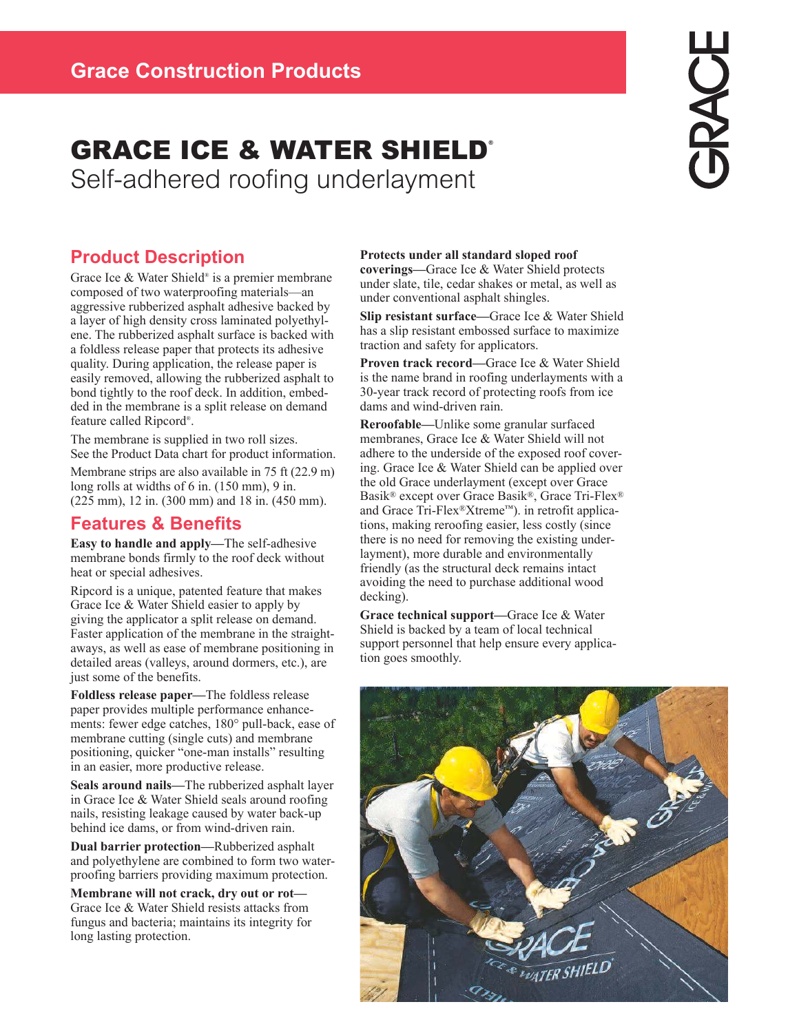Grace Construction Products

# GRACE ICE & WATER SHIELD®

Self-adhered roofing underlayment

## Product Description

Grace Ice & Water Shield® is a premier membrane composed of two waterproofing materials—an aggressive rubberized asphalt adhesive backed by a layer of high density cross laminated polyethylene. The rubberized asphalt surface is backed with a foldless release paper that protects its adhesive quality. During application, the release paper is easily removed, allowing the rubberized asphalt to bond tightly to the roof deck. In addition, embedded in the membrane is a split release on demand feature called Ripcord®.

The membrane is supplied in two roll sizes. See the Product Data chart for product information.

Membrane strips are also available in 75 ft (22.9 m) long rolls at widths of 6 in. (150 mm), 9 in. (225 mm), 12 in. (300 mm) and 18 in. (450 mm).

## Features & Benefits

**Easy to handle and apply—**The self-adhesive membrane bonds firmly to the roof deck without heat or special adhesives.

Ripcord is a unique, patented feature that makes Grace Ice & Water Shield easier to apply by giving the applicator a split release on demand. Faster application of the membrane in the straightaways, as well as ease of membrane positioning in detailed areas (valleys, around dormers, etc.), are just some of the benefits.

**Foldless release paper—**The foldless release paper provides multiple performance enhancements: fewer edge catches, 180° pull-back, ease of membrane cutting (single cuts) and membrane positioning, quicker "one-man installs" resulting in an easier, more productive release.

**Seals around nails—**The rubberized asphalt layer in Grace Ice & Water Shield seals around roofing nails, resisting leakage caused by water back-up behind ice dams, or from wind-driven rain.

**Dual barrier protection—**Rubberized asphalt and polyethylene are combined to form two waterproofing barriers providing maximum protection.

**Membrane will not crack, dry out or rot—**Grace Ice & Water Shield resists attacks from fungus and bacteria; maintains its integrity for long lasting protection.

**Protects under all standard sloped roof coverings—**Grace Ice & Water Shield protects under slate, tile, cedar shakes or metal, as well as under conventional asphalt shingles.

**Slip resistant surface—**Grace Ice & Water Shield has a slip resistant embossed surface to maximize traction and safety for applicators.

**Proven track record—**Grace Ice & Water Shield is the name brand in roofing underlayments with a 30-year track record of protecting roofs from ice dams and wind-driven rain.

**Reroofable—**Unlike some granular surfaced membranes, Grace Ice & Water Shield will not adhere to the underside of the exposed roof covering. Grace Ice & Water Shield can be applied over the old Grace underlayment (except over Grace Basik® except over Grace Basik®, Grace Tri-Flex® and Grace Tri-Flex®Xtreme™). in retrofit applications, making reroofing easier, less costly (since there is no need for removing the existing underlayment), more durable and environmentally friendly (as the structural deck remains intact avoiding the need to purchase additional wood decking).

**Grace technical support—**Grace Ice & Water Shield is backed by a team of local technical support personnel that help ensure every application goes smoothly.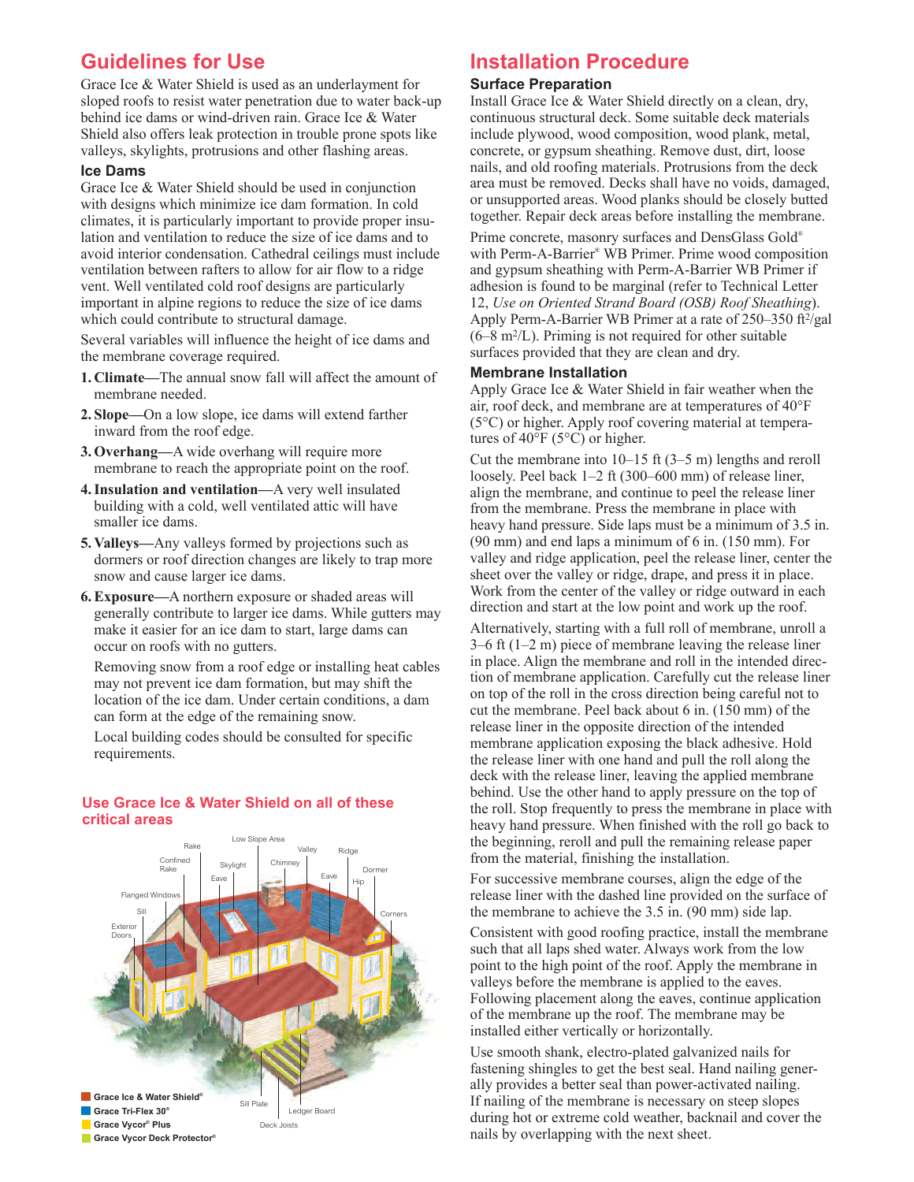## Guidelines for Use

Grace Ice & Water Shield is used as an underlayment for sloped roofs to resist water penetration due to water back-up behind ice dams or wind-driven rain. Grace Ice & Water Shield also offers leak protection in trouble prone spots like valleys, skylights, protrusions and other flashing areas.

### Ice Dams

Grace Ice & Water Shield should be used in conjunction with designs which minimize ice dam formation. In cold climates, it is particularly important to provide proper insulation and ventilation to reduce the size of ice dams and to avoid interior condensation. Cathedral ceilings must include ventilation between rafters to allow for air flow to a ridge vent. Well ventilated cold roof designs are particularly important in alpine regions to reduce the size of ice dams which could contribute to structural damage.

Several variables will influence the height of ice dams and the membrane coverage required.

1. **Climate—**The annual snow fall will affect the amount of membrane needed.
2. **Slope—**On a low slope, ice dams will extend farther inward from the roof edge.
3. **Overhang—**A wide overhang will require more membrane to reach the appropriate point on the roof.
4. **Insulation and ventilation—**A very well insulated building with a cold, well ventilated attic will have smaller ice dams.
5. **Valleys—**Any valleys formed by projections such as dormers or roof direction changes are likely to trap more snow and cause larger ice dams.
6. **Exposure—**A northern exposure or shaded areas will generally contribute to larger ice dams. While gutters may make it easier for an ice dam to start, large dams can occur on roofs with no gutters.

   Removing snow from a roof edge or installing heat cables may not prevent ice dam formation, but may shift the location of the ice dam. Under certain conditions, a dam can form at the edge of the remaining snow.

   Local building codes should be consulted for specific requirements.

### Use Grace Ice & Water Shield on all of these critical areas

Rake, Confined Rake, Low Slope Area, Skylight, Eave, Chimney, Valley, Ridge, Dormer, Eave, Hip, Flanged Windows, Sill, Corners, Exterior Doors, Sill Plate, Ledger Board, Deck Joists

- Grace Ice & Water Shield®
- Grace Tri-Flex 30®
- Grace Vycor® Plus
- Grace Vycor Deck Protector®

## Installation Procedure

### Surface Preparation

Install Grace Ice & Water Shield directly on a clean, dry, continuous structural deck. Some suitable deck materials include plywood, wood composition, wood plank, metal, concrete, or gypsum sheathing. Remove dust, dirt, loose nails, and old roofing materials. Protrusions from the deck area must be removed. Decks shall have no voids, damaged, or unsupported areas. Wood planks should be closely butted together. Repair deck areas before installing the membrane.

Prime concrete, masonry surfaces and DensGlass Gold® with Perm-A-Barrier® WB Primer. Prime wood composition and gypsum sheathing with Perm-A-Barrier WB Primer if adhesion is found to be marginal (refer to Technical Letter 12, *Use on Oriented Strand Board (OSB) Roof Sheathing*). Apply Perm-A-Barrier WB Primer at a rate of 250–350 $ft^2$/gal (6–8 $m^2$/L). Priming is not required for other suitable surfaces provided that they are clean and dry.

### Membrane Installation

Apply Grace Ice & Water Shield in fair weather when the air, roof deck, and membrane are at temperatures of 40°F (5°C) or higher. Apply roof covering material at temperatures of 40°F (5°C) or higher.

Cut the membrane into 10–15 ft (3–5 m) lengths and reroll loosely. Peel back 1–2 ft (300–600 mm) of release liner, align the membrane, and continue to peel the release liner from the membrane. Press the membrane in place with heavy hand pressure. Side laps must be a minimum of 3.5 in. (90 mm) and end laps a minimum of 6 in. (150 mm). For valley and ridge application, peel the release liner, center the sheet over the valley or ridge, drape, and press it in place. Work from the center of the valley or ridge outward in each direction and start at the low point and work up the roof.

Alternatively, starting with a full roll of membrane, unroll a 3–6 ft (1–2 m) piece of membrane leaving the release liner in place. Align the membrane and roll in the intended direction of membrane application. Carefully cut the release liner on top of the roll in the cross direction being careful not to cut the membrane. Peel back about 6 in. (150 mm) of the release liner in the opposite direction of the intended membrane application exposing the black adhesive. Hold the release liner with one hand and pull the roll along the deck with the release liner, leaving the applied membrane behind. Use the other hand to apply pressure on the top of the roll. Stop frequently to press the membrane in place with heavy hand pressure. When finished with the roll go back to the beginning, reroll and pull the remaining release paper from the material, finishing the installation.

For successive membrane courses, align the edge of the release liner with the dashed line provided on the surface of the membrane to achieve the 3.5 in. (90 mm) side lap.

Consistent with good roofing practice, install the membrane such that all laps shed water. Always work from the low point to the high point of the roof. Apply the membrane in valleys before the membrane is applied to the eaves. Following placement along the eaves, continue application of the membrane up the roof. The membrane may be installed either vertically or horizontally.

Use smooth shank, electro-plated galvanized nails for fastening shingles to get the best seal. Hand nailing generally provides a better seal than power-activated nailing. If nailing of the membrane is necessary on steep slopes during hot or extreme cold weather, backnail and cover the nails by overlapping with the next sheet.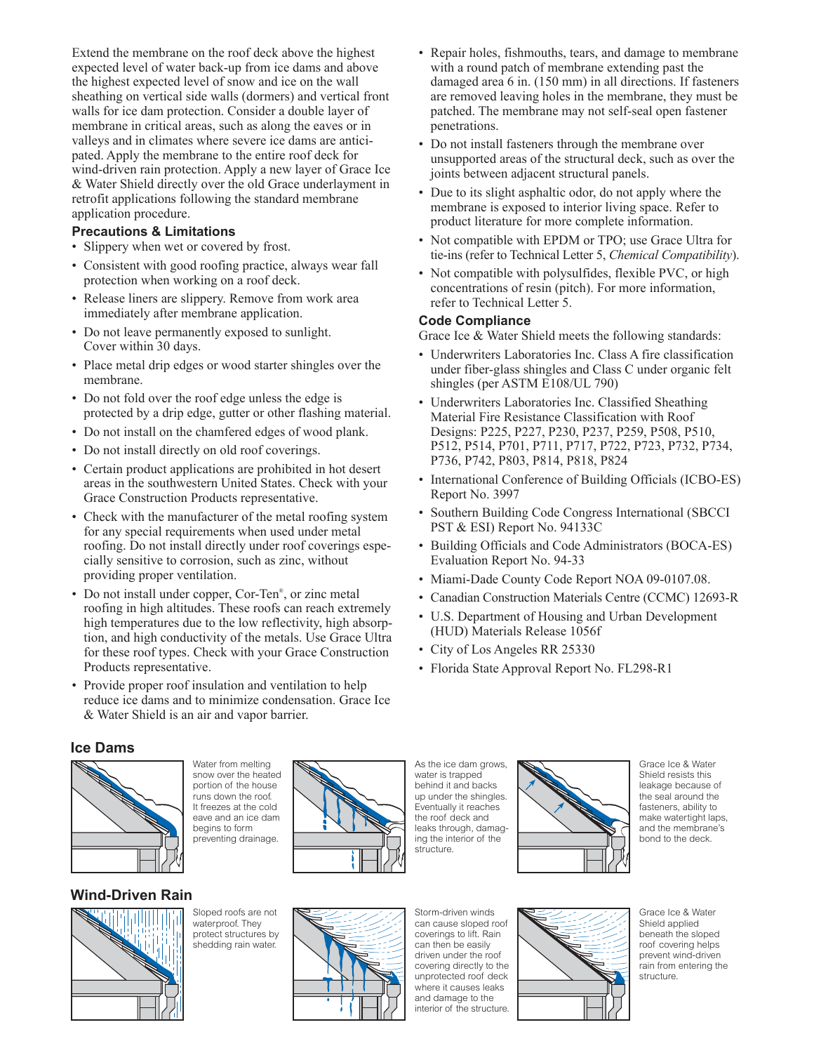Extend the membrane on the roof deck above the highest expected level of water back-up from ice dams and above the highest expected level of snow and ice on the wall sheathing on vertical side walls (dormers) and vertical front walls for ice dam protection. Consider a double layer of membrane in critical areas, such as along the eaves or in valleys and in climates where severe ice dams are anticipated. Apply the membrane to the entire roof deck for wind-driven rain protection. Apply a new layer of Grace Ice & Water Shield directly over the old Grace underlayment in retrofit applications following the standard membrane application procedure.

### Precautions & Limitations

- Slippery when wet or covered by frost.
- Consistent with good roofing practice, always wear fall protection when working on a roof deck.
- Release liners are slippery. Remove from work area immediately after membrane application.
- Do not leave permanently exposed to sunlight. Cover within 30 days.
- Place metal drip edges or wood starter shingles over the membrane.
- Do not fold over the roof edge unless the edge is protected by a drip edge, gutter or other flashing material.
- Do not install on the chamfered edges of wood plank.
- Do not install directly on old roof coverings.
- Certain product applications are prohibited in hot desert areas in the southwestern United States. Check with your Grace Construction Products representative.
- Check with the manufacturer of the metal roofing system for any special requirements when used under metal roofing. Do not install directly under roof coverings especially sensitive to corrosion, such as zinc, without providing proper ventilation.
- Do not install under copper, Cor-Ten®, or zinc metal roofing in high altitudes. These roofs can reach extremely high temperatures due to the low reflectivity, high absorption, and high conductivity of the metals. Use Grace Ultra for these roof types. Check with your Grace Construction Products representative.
- Provide proper roof insulation and ventilation to help reduce ice dams and to minimize condensation. Grace Ice & Water Shield is an air and vapor barrier.
- Repair holes, fishmouths, tears, and damage to membrane with a round patch of membrane extending past the damaged area 6 in. (150 mm) in all directions. If fasteners are removed leaving holes in the membrane, they must be patched. The membrane may not self-seal open fastener penetrations.
- Do not install fasteners through the membrane over unsupported areas of the structural deck, such as over the joints between adjacent structural panels.
- Due to its slight asphaltic odor, do not apply where the membrane is exposed to interior living space. Refer to product literature for more complete information.
- Not compatible with EPDM or TPO; use Grace Ultra for tie-ins (refer to Technical Letter 5, *Chemical Compatibility*).
- Not compatible with polysulfides, flexible PVC, or high concentrations of resin (pitch). For more information, refer to Technical Letter 5.

### Code Compliance

Grace Ice & Water Shield meets the following standards:

- Underwriters Laboratories Inc. Class A fire classification under fiber-glass shingles and Class C under organic felt shingles (per ASTM E108/UL 790)
- Underwriters Laboratories Inc. Classified Sheathing Material Fire Resistance Classification with Roof Designs: P225, P227, P230, P237, P259, P508, P510, P512, P514, P701, P711, P717, P722, P723, P732, P734, P736, P742, P803, P814, P818, P824
- International Conference of Building Officials (ICBO-ES) Report No. 3997
- Southern Building Code Congress International (SBCCI PST & ESI) Report No. 94133C
- Building Officials and Code Administrators (BOCA-ES) Evaluation Report No. 94-33
- Miami-Dade County Code Report NOA 09-0107.08.
- Canadian Construction Materials Centre (CCMC) 12693-R
- U.S. Department of Housing and Urban Development (HUD) Materials Release 1056f
- City of Los Angeles RR 25330
- Florida State Approval Report No. FL298-R1

### Ice Dams

Water from melting snow over the heated portion of the house runs down the roof. It freezes at the cold eave and an ice dam begins to form preventing drainage.

As the ice dam grows, water is trapped behind it and backs up under the shingles. Eventually it reaches the roof deck and leaks through, damaging the interior of the structure.

Grace Ice & Water Shield resists this leakage because of the seal around the fasteners, ability to make watertight laps, and the membrane's bond to the deck.

### Wind-Driven Rain

Sloped roofs are not waterproof. They protect structures by shedding rain water.

Storm-driven winds can cause sloped roof coverings to lift. Rain can then be easily driven under the roof covering directly to the unprotected roof deck where it causes leaks and damage to the interior of the structure.

Grace Ice & Water Shield applied beneath the sloped roof covering helps prevent wind-driven rain from entering the structure.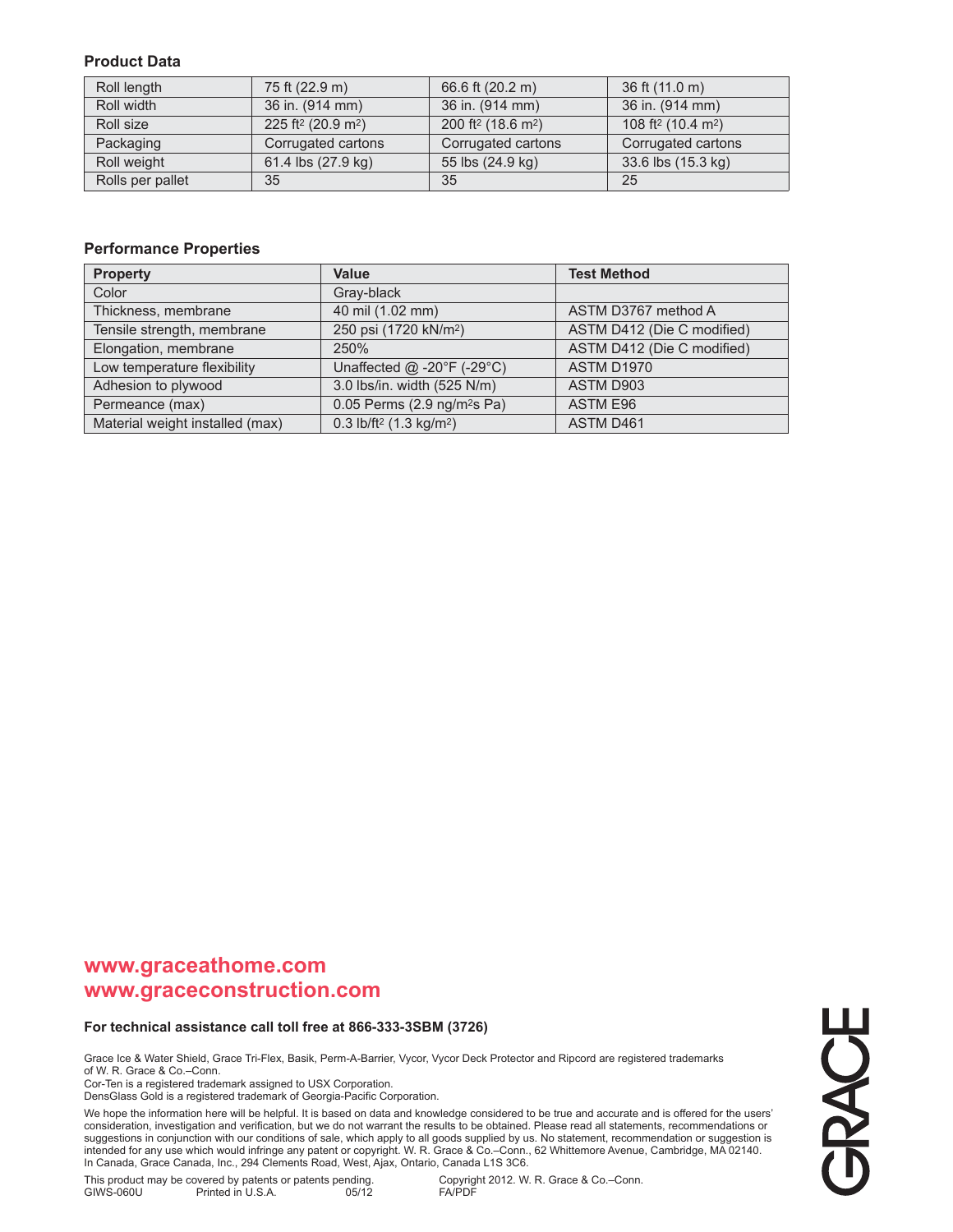**Product Data**

| | | | |
|---|---|---|---|
| Roll length | 75 ft (22.9 m) | 66.6 ft (20.2 m) | 36 ft (11.0 m) |
| Roll width | 36 in. (914 mm) | 36 in. (914 mm) | 36 in. (914 mm) |
| Roll size | 225 ft² (20.9 m²) | 200 ft² (18.6 m²) | 108 ft² (10.4 m²) |
| Packaging | Corrugated cartons | Corrugated cartons | Corrugated cartons |
| Roll weight | 61.4 lbs (27.9 kg) | 55 lbs (24.9 kg) | 33.6 lbs (15.3 kg) |
| Rolls per pallet | 35 | 35 | 25 |

**Performance Properties**

| Property | Value | Test Method |
|---|---|---|
| Color | Gray-black | |
| Thickness, membrane | 40 mil (1.02 mm) | ASTM D3767 method A |
| Tensile strength, membrane | 250 psi (1720 kN/m²) | ASTM D412 (Die C modified) |
| Elongation, membrane | 250% | ASTM D412 (Die C modified) |
| Low temperature flexibility | Unaffected @ -20°F (-29°C) | ASTM D1970 |
| Adhesion to plywood | 3.0 lbs/in. width (525 N/m) | ASTM D903 |
| Permeance (max) | 0.05 Perms (2.9 ng/m²s Pa) | ASTM E96 |
| Material weight installed (max) | 0.3 lb/ft² (1.3 kg/m²) | ASTM D461 |

**www.graceathome.com**
**www.graceconstruction.com**

**For technical assistance call toll free at 866-333-3SBM (3726)**

Grace Ice & Water Shield, Grace Tri-Flex, Basik, Perm-A-Barrier, Vycor, Vycor Deck Protector and Ripcord are registered trademarks of W. R. Grace & Co.–Conn.
Cor-Ten is a registered trademark assigned to USX Corporation.
DensGlass Gold is a registered trademark of Georgia-Pacific Corporation.

We hope the information here will be helpful. It is based on data and knowledge considered to be true and accurate and is offered for the users' consideration, investigation and verification, but we do not warrant the results to be obtained. Please read all statements, recommendations or suggestions in conjunction with our conditions of sale, which apply to all goods supplied by us. No statement, recommendation or suggestion is intended for any use which would infringe any patent or copyright. W. R. Grace & Co.–Conn., 62 Whittemore Avenue, Cambridge, MA 02140. In Canada, Grace Canada, Inc., 294 Clements Road, West, Ajax, Ontario, Canada L1S 3C6.

This product may be covered by patents or patents pending. Copyright 2012. W. R. Grace & Co.–Conn.
GIWS-060U Printed in U.S.A. 05/12 FA/PDF

GRACE